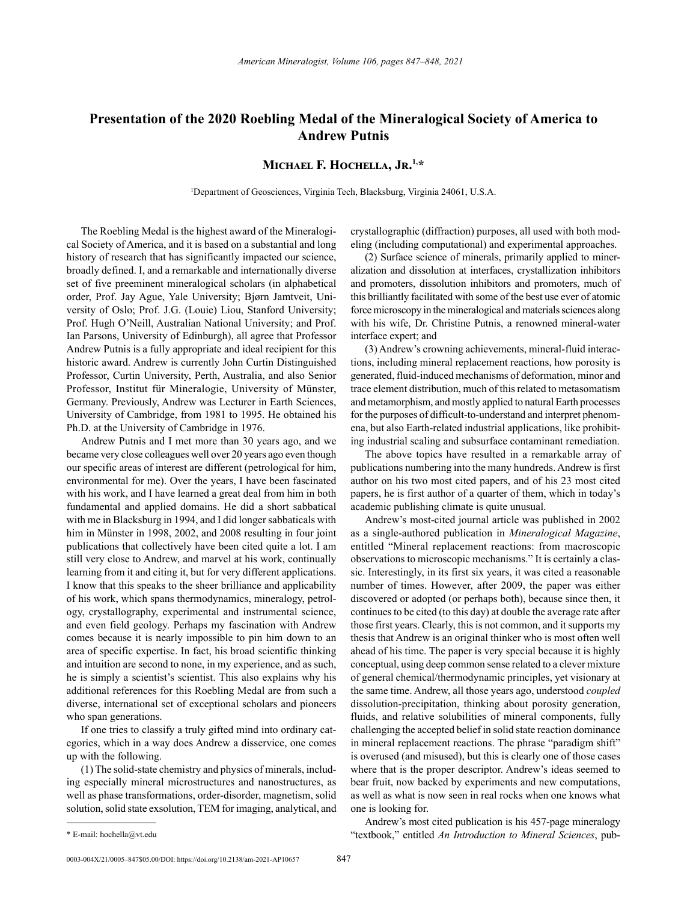# Presentation of the 2020 Roebling Medal of the Mineralogical Society of America to Andrew Putnis

**Michael F. Hochella, Jr.**[1,*]

[1]Department of Geosciences, Virginia Tech, Blacksburg, Virginia 24061, U.S.A.

The Roebling Medal is the highest award of the Mineralogical Society of America, and it is based on a substantial and long history of research that has significantly impacted our science, broadly defined. I, and a remarkable and internationally diverse set of five preeminent mineralogical scholars (in alphabetical order, Prof. Jay Ague, Yale University; Bjørn Jamtveit, University of Oslo; Prof. J.G. (Louie) Liou, Stanford University; Prof. Hugh O'Neill, Australian National University; and Prof. Ian Parsons, University of Edinburgh), all agree that Professor Andrew Putnis is a fully appropriate and ideal recipient for this historic award. Andrew is currently John Curtin Distinguished Professor, Curtin University, Perth, Australia, and also Senior Professor, Institut für Mineralogie, University of Münster, Germany. Previously, Andrew was Lecturer in Earth Sciences, University of Cambridge, from 1981 to 1995. He obtained his Ph.D. at the University of Cambridge in 1976.

Andrew Putnis and I met more than 30 years ago, and we became very close colleagues well over 20 years ago even though our specific areas of interest are different (petrological for him, environmental for me). Over the years, I have been fascinated with his work, and I have learned a great deal from him in both fundamental and applied domains. He did a short sabbatical with me in Blacksburg in 1994, and I did longer sabbaticals with him in Münster in 1998, 2002, and 2008 resulting in four joint publications that collectively have been cited quite a lot. I am still very close to Andrew, and marvel at his work, continually learning from it and citing it, but for very different applications. I know that this speaks to the sheer brilliance and applicability of his work, which spans thermodynamics, mineralogy, petrology, crystallography, experimental and instrumental science, and even field geology. Perhaps my fascination with Andrew comes because it is nearly impossible to pin him down to an area of specific expertise. In fact, his broad scientific thinking and intuition are second to none, in my experience, and as such, he is simply a scientist's scientist. This also explains why his additional references for this Roebling Medal are from such a diverse, international set of exceptional scholars and pioneers who span generations.

If one tries to classify a truly gifted mind into ordinary categories, which in a way does Andrew a disservice, one comes up with the following.

(1) The solid-state chemistry and physics of minerals, including especially mineral microstructures and nanostructures, as well as phase transformations, order-disorder, magnetism, solid solution, solid state exsolution, TEM for imaging, analytical, and crystallographic (diffraction) purposes, all used with both modeling (including computational) and experimental approaches.

(2) Surface science of minerals, primarily applied to mineralization and dissolution at interfaces, crystallization inhibitors and promoters, dissolution inhibitors and promoters, much of this brilliantly facilitated with some of the best use ever of atomic force microscopy in the mineralogical and materials sciences along with his wife, Dr. Christine Putnis, a renowned mineral-water interface expert; and

(3) Andrew's crowning achievements, mineral-fluid interactions, including mineral replacement reactions, how porosity is generated, fluid-induced mechanisms of deformation, minor and trace element distribution, much of this related to metasomatism and metamorphism, and mostly applied to natural Earth processes for the purposes of difficult-to-understand and interpret phenomena, but also Earth-related industrial applications, like prohibiting industrial scaling and subsurface contaminant remediation.

The above topics have resulted in a remarkable array of publications numbering into the many hundreds. Andrew is first author on his two most cited papers, and of his 23 most cited papers, he is first author of a quarter of them, which in today's academic publishing climate is quite unusual.

Andrew's most-cited journal article was published in 2002 as a single-authored publication in *Mineralogical Magazine*, entitled "Mineral replacement reactions: from macroscopic observations to microscopic mechanisms." It is certainly a classic. Interestingly, in its first six years, it was cited a reasonable number of times. However, after 2009, the paper was either discovered or adopted (or perhaps both), because since then, it continues to be cited (to this day) at double the average rate after those first years. Clearly, this is not common, and it supports my thesis that Andrew is an original thinker who is most often well ahead of his time. The paper is very special because it is highly conceptual, using deep common sense related to a clever mixture of general chemical/thermodynamic principles, yet visionary at the same time. Andrew, all those years ago, understood *coupled* dissolution-precipitation, thinking about porosity generation, fluids, and relative solubilities of mineral components, fully challenging the accepted belief in solid state reaction dominance in mineral replacement reactions. The phrase "paradigm shift" is overused (and misused), but this is clearly one of those cases where that is the proper descriptor. Andrew's ideas seemed to bear fruit, now backed by experiments and new computations, as well as what is now seen in real rocks when one knows what one is looking for.

Andrew's most cited publication is his 457-page mineralogy "textbook," entitled *An Introduction to Mineral Sciences*, pub-

\* E-mail: hochella@vt.edu

0003-004X/21/0005–847$05.00/DOI: https://doi.org/10.2138/am-2021-AP10657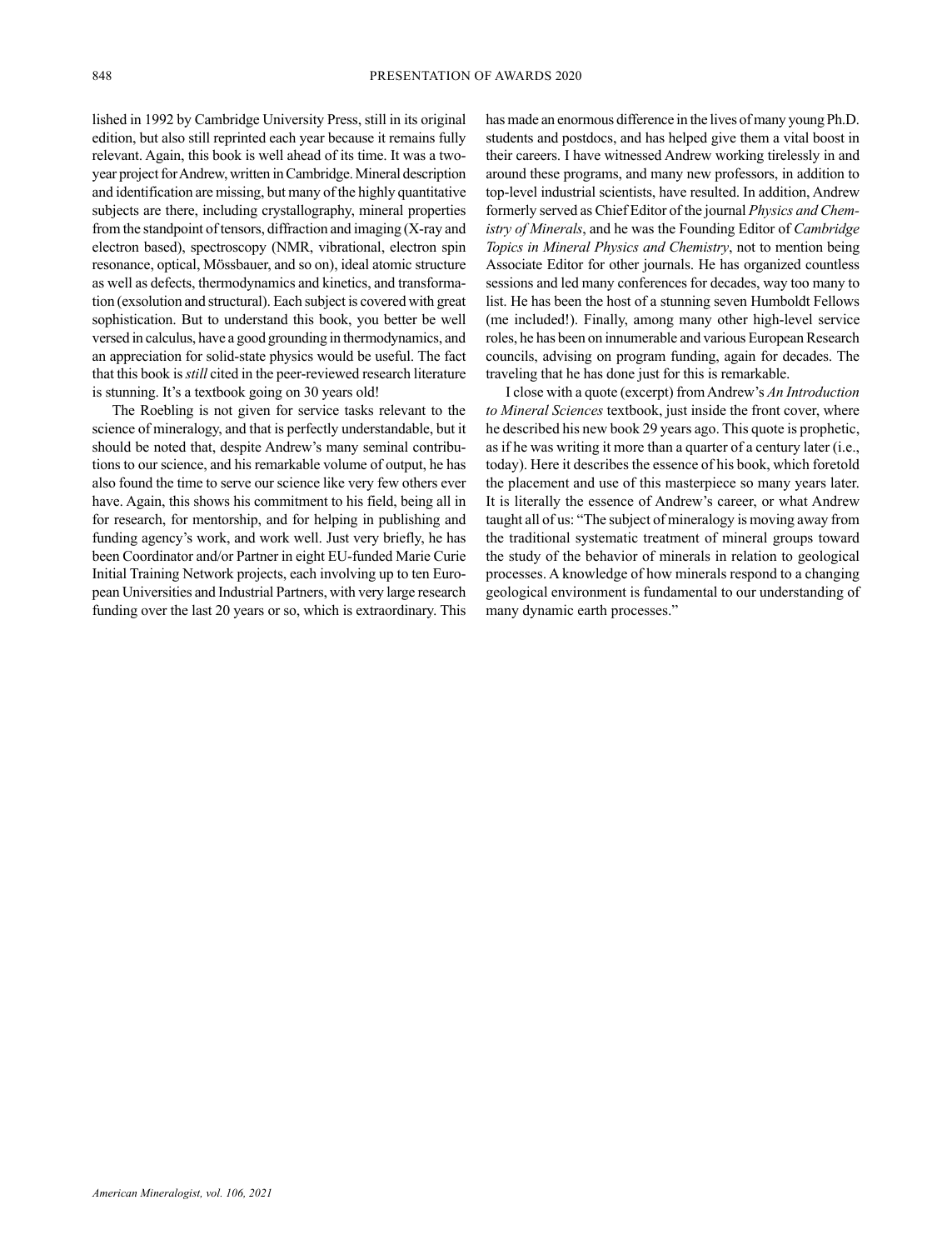lished in 1992 by Cambridge University Press, still in its original edition, but also still reprinted each year because it remains fully relevant. Again, this book is well ahead of its time. It was a two-year project for Andrew, written in Cambridge. Mineral description and identification are missing, but many of the highly quantitative subjects are there, including crystallography, mineral properties from the standpoint of tensors, diffraction and imaging (X-ray and electron based), spectroscopy (NMR, vibrational, electron spin resonance, optical, Mössbauer, and so on), ideal atomic structure as well as defects, thermodynamics and kinetics, and transformation (exsolution and structural). Each subject is covered with great sophistication. But to understand this book, you better be well versed in calculus, have a good grounding in thermodynamics, and an appreciation for solid-state physics would be useful. The fact that this book is *still* cited in the peer-reviewed research literature is stunning. It's a textbook going on 30 years old!

The Roebling is not given for service tasks relevant to the science of mineralogy, and that is perfectly understandable, but it should be noted that, despite Andrew's many seminal contributions to our science, and his remarkable volume of output, he has also found the time to serve our science like very few others ever have. Again, this shows his commitment to his field, being all in for research, for mentorship, and for helping in publishing and funding agency's work, and work well. Just very briefly, he has been Coordinator and/or Partner in eight EU-funded Marie Curie Initial Training Network projects, each involving up to ten European Universities and Industrial Partners, with very large research funding over the last 20 years or so, which is extraordinary. This has made an enormous difference in the lives of many young Ph.D. students and postdocs, and has helped give them a vital boost in their careers. I have witnessed Andrew working tirelessly in and around these programs, and many new professors, in addition to top-level industrial scientists, have resulted. In addition, Andrew formerly served as Chief Editor of the journal *Physics and Chemistry of Minerals*, and he was the Founding Editor of *Cambridge Topics in Mineral Physics and Chemistry*, not to mention being Associate Editor for other journals. He has organized countless sessions and led many conferences for decades, way too many to list. He has been the host of a stunning seven Humboldt Fellows (me included!). Finally, among many other high-level service roles, he has been on innumerable and various European Research councils, advising on program funding, again for decades. The traveling that he has done just for this is remarkable.

I close with a quote (excerpt) from Andrew's *An Introduction to Mineral Sciences* textbook, just inside the front cover, where he described his new book 29 years ago. This quote is prophetic, as if he was writing it more than a quarter of a century later (i.e., today). Here it describes the essence of his book, which foretold the placement and use of this masterpiece so many years later. It is literally the essence of Andrew's career, or what Andrew taught all of us: "The subject of mineralogy is moving away from the traditional systematic treatment of mineral groups toward the study of the behavior of minerals in relation to geological processes. A knowledge of how minerals respond to a changing geological environment is fundamental to our understanding of many dynamic earth processes."